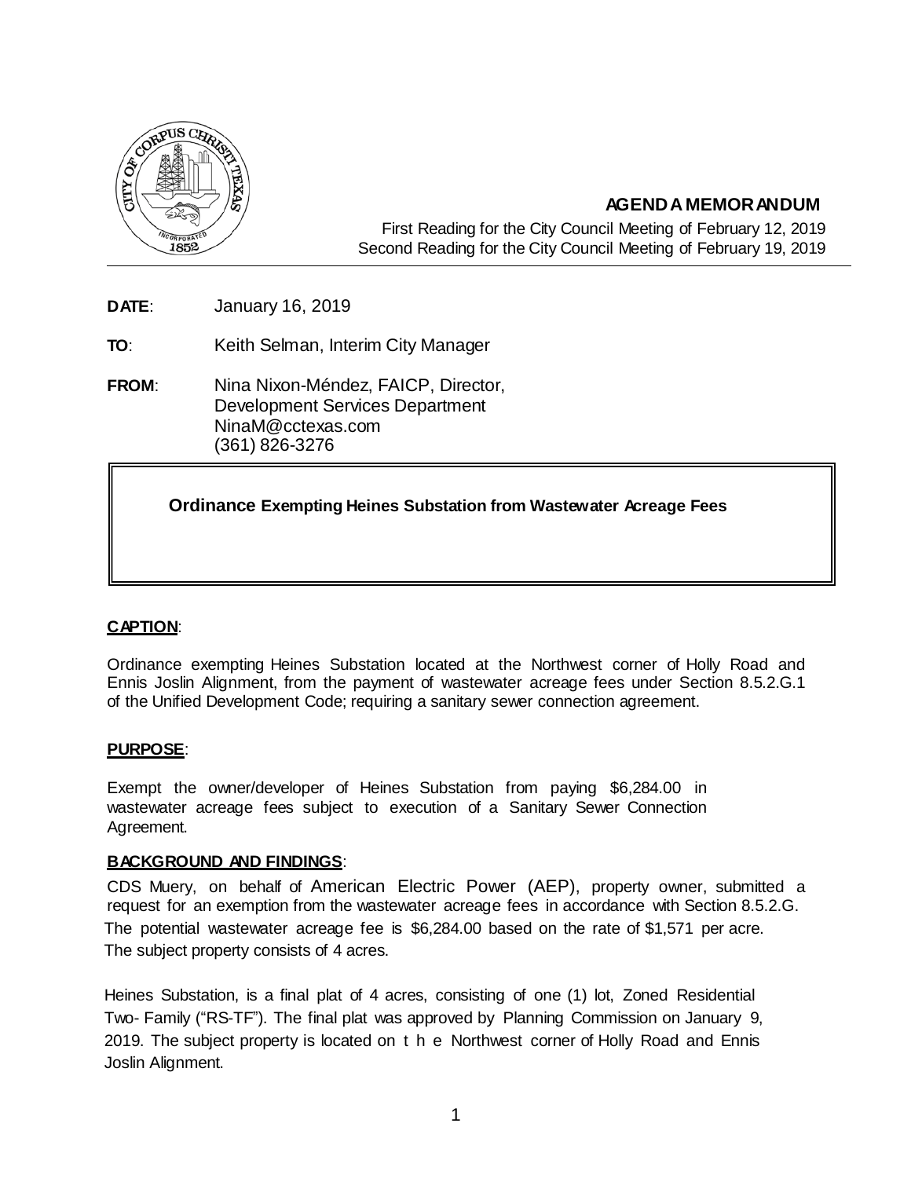**AGENDA MEMORANDUM**

First Reading for the City Council Meeting of February 12, 2019
Second Reading for the City Council Meeting of February 19, 2019

**DATE**: January 16, 2019

**TO**: Keith Selman, Interim City Manager

**FROM**: Nina Nixon-Méndez, FAICP, Director,
Development Services Department
NinaM@cctexas.com
(361) 826-3276

**Ordinance Exempting Heines Substation from Wastewater Acreage Fees**

**CAPTION**:

Ordinance exempting Heines Substation located at the Northwest corner of Holly Road and Ennis Joslin Alignment, from the payment of wastewater acreage fees under Section 8.5.2.G.1 of the Unified Development Code; requiring a sanitary sewer connection agreement.

**PURPOSE**:

Exempt the owner/developer of Heines Substation from paying $6,284.00 in wastewater acreage fees subject to execution of a Sanitary Sewer Connection Agreement.

**BACKGROUND AND FINDINGS**:

CDS Muery, on behalf of American Electric Power (AEP), property owner, submitted a request for an exemption from the wastewater acreage fees in accordance with Section 8.5.2.G. The potential wastewater acreage fee is $6,284.00 based on the rate of $1,571 per acre. The subject property consists of 4 acres.

Heines Substation, is a final plat of 4 acres, consisting of one (1) lot, Zoned Residential Two- Family ("RS-TF"). The final plat was approved by Planning Commission on January 9, 2019. The subject property is located on the Northwest corner of Holly Road and Ennis Joslin Alignment.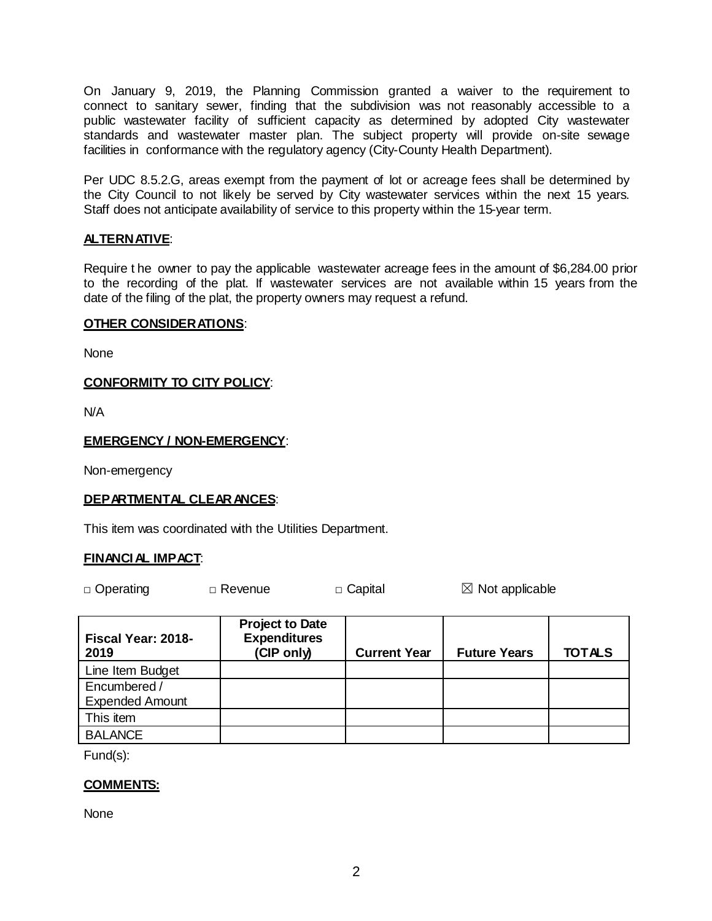On January 9, 2019, the Planning Commission granted a waiver to the requirement to connect to sanitary sewer, finding that the subdivision was not reasonably accessible to a public wastewater facility of sufficient capacity as determined by adopted City wastewater standards and wastewater master plan. The subject property will provide on-site sewage facilities in conformance with the regulatory agency (City-County Health Department).

Per UDC 8.5.2.G, areas exempt from the payment of lot or acreage fees shall be determined by the City Council to not likely be served by City wastewater services within the next 15 years. Staff does not anticipate availability of service to this property within the 15-year term.

**ALTERNATIVE**:

Require the owner to pay the applicable wastewater acreage fees in the amount of $6,284.00 prior to the recording of the plat. If wastewater services are not available within 15 years from the date of the filing of the plat, the property owners may request a refund.

**OTHER CONSIDERATIONS**:

None

**CONFORMITY TO CITY POLICY**:

N/A

**EMERGENCY / NON-EMERGENCY**:

Non-emergency

**DEPARTMENTAL CLEARANCES**:

This item was coordinated with the Utilities Department.

**FINANCIAL IMPACT**:

□ Operating □ Revenue □ Capital ☒ Not applicable

| Fiscal Year: 2018-2019 | Project to Date Expenditures (CIP only) | Current Year | Future Years | TOTALS |
|---|---|---|---|---|
| Line Item Budget | | | | |
| Encumbered / Expended Amount | | | | |
| This item | | | | |
| BALANCE | | | | |

Fund(s):

**COMMENTS:**

None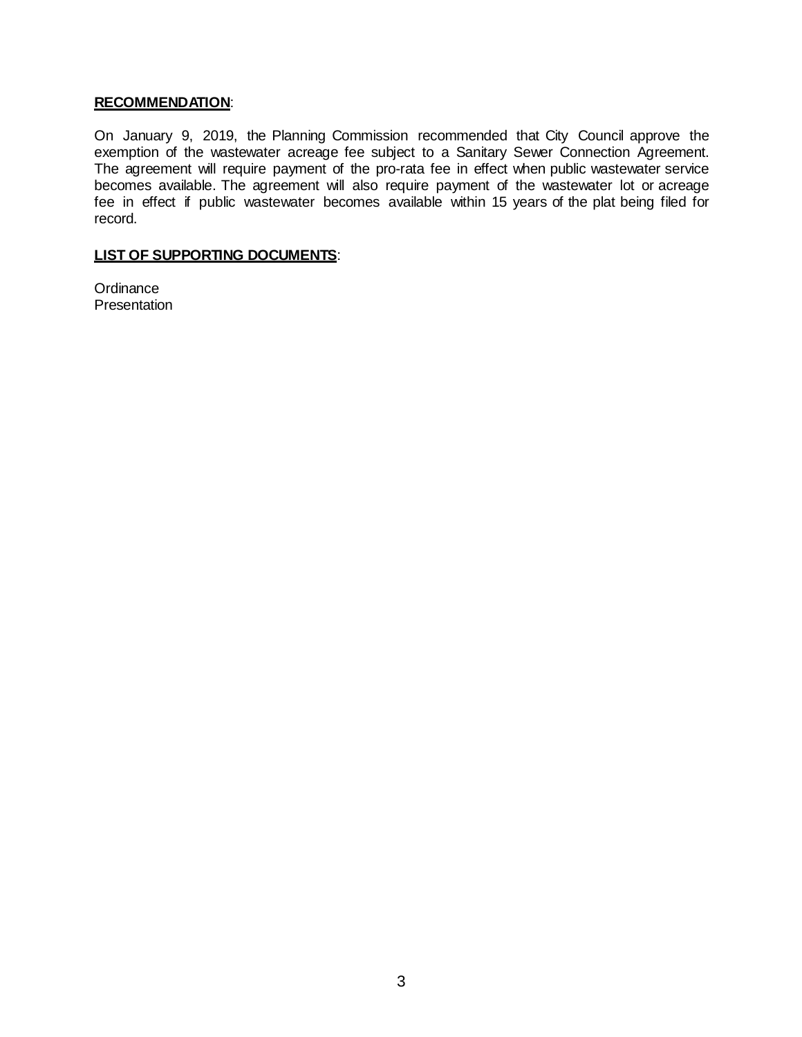**RECOMMENDATION**:

On January 9, 2019, the Planning Commission recommended that City Council approve the exemption of the wastewater acreage fee subject to a Sanitary Sewer Connection Agreement. The agreement will require payment of the pro-rata fee in effect when public wastewater service becomes available. The agreement will also require payment of the wastewater lot or acreage fee in effect if public wastewater becomes available within 15 years of the plat being filed for record.

**LIST OF SUPPORTING DOCUMENTS**:

Ordinance
Presentation